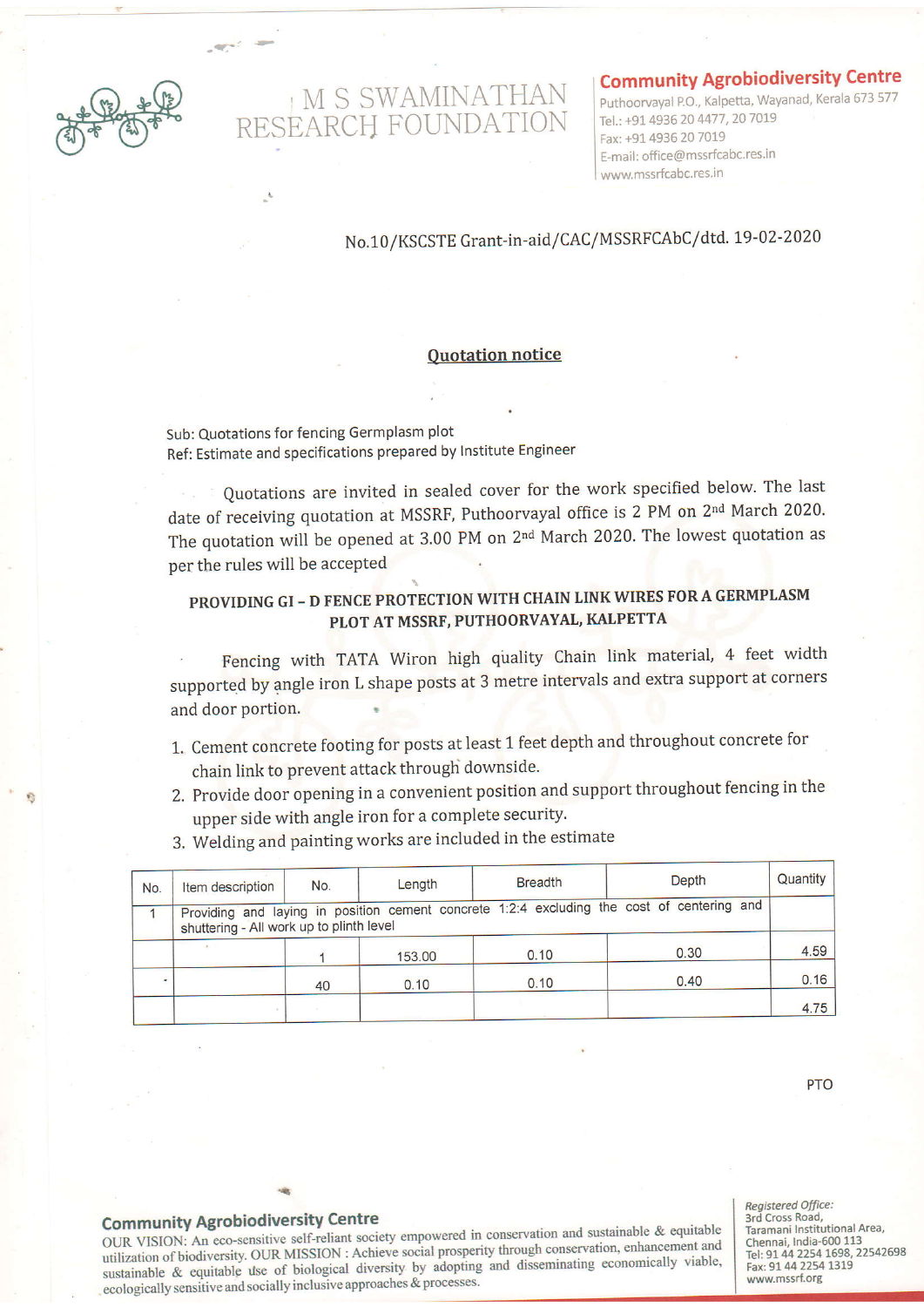M S SWAMINATHAN RESEARCH FOUNDATION

**Community Agrobiodiversity Centre**
Puthoorvayal P.O., Kalpetta, Wayanad, Kerala 673 577
Tel.: +91 4936 20 4477, 20 7019
Fax: +91 4936 20 7019
E-mail: office@mssrfcabc.res.in
www.mssrfcabc.res.in

No.10/KSCSTE Grant-in-aid/CAC/MSSRFCAbC/dtd. 19-02-2020

## Quotation notice

Sub: Quotations for fencing Germplasm plot
Ref: Estimate and specifications prepared by Institute Engineer

Quotations are invited in sealed cover for the work specified below. The last date of receiving quotation at MSSRF, Puthoorvayal office is 2 PM on 2nd March 2020. The quotation will be opened at 3.00 PM on 2nd March 2020. The lowest quotation as per the rules will be accepted

### PROVIDING GI – D FENCE PROTECTION WITH CHAIN LINK WIRES FOR A GERMPLASM PLOT AT MSSRF, PUTHOORVAYAL, KALPETTA

Fencing with TATA Wiron high quality Chain link material, 4 feet width supported by angle iron L shape posts at 3 metre intervals and extra support at corners and door portion.

1. Cement concrete footing for posts at least 1 feet depth and throughout concrete for chain link to prevent attack through downside.
2. Provide door opening in a convenient position and support throughout fencing in the upper side with angle iron for a complete security.
3. Welding and painting works are included in the estimate

| No. | Item description | No. | Length | Breadth | Depth | Quantity |
|---|---|---|---|---|---|---|
| 1 | Providing and laying in position cement concrete 1:2:4 excluding the cost of centering and shuttering - All work up to plinth level | | | | | |
| | | 1 | 153.00 | 0.10 | 0.30 | 4.59 |
| | | 40 | 0.10 | 0.10 | 0.40 | 0.16 |
| | | | | | | 4.75 |

PTO

**Community Agrobiodiversity Centre**
OUR VISION: An eco-sensitive self-reliant society empowered in conservation and sustainable & equitable utilization of biodiversity. OUR MISSION : Achieve social prosperity through conservation, enhancement and sustainable & equitable use of biological diversity by adopting and disseminating economically viable, ecologically sensitive and socially inclusive approaches & processes.

*Registered Office:*
3rd Cross Road,
Taramani Institutional Area,
Chennai, India-600 113
Tel: 91 44 2254 1698, 22542698
Fax: 91 44 2254 1319
www.mssrf.org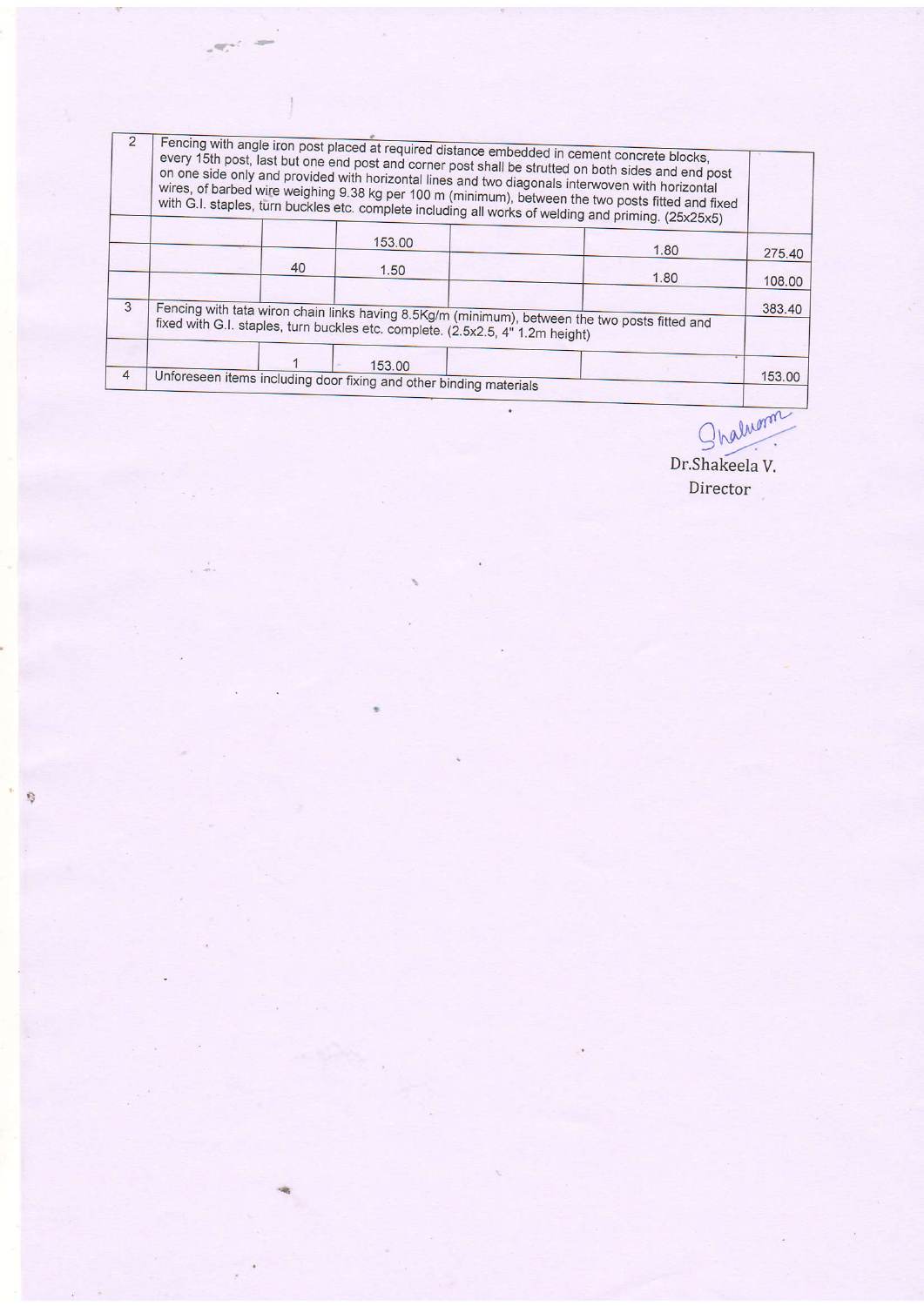| | | | | | | |
|---|---|---|---|---|---|---|
| 2 | Fencing with angle iron post placed at required distance embedded in cement concrete blocks, every 15th post, last but one end post and corner post shall be strutted on both sides and end post on one side only and provided with horizontal lines and two diagonals interwoven with horizontal wires, of barbed wire weighing 9.38 kg per 100 m (minimum), between the two posts fitted and fixed with G.I. staples, turn buckles etc. complete including all works of welding and priming. (25x25x5) | | | | | |
| | | | 153.00 | | 1.80 | 275.40 |
| | | 40 | 1.50 | | 1.80 | 108.00 |
| | | | | | | 383.40 |
| 3 | Fencing with tata wiron chain links having 8.5Kg/m (minimum), between the two posts fitted and fixed with G.I. staples, turn buckles etc. complete. (2.5x2.5, 4" 1.2m height) | | | | | |
| | | 1 | 153.00 | | | 153.00 |
| 4 | Unforeseen items including door fixing and other binding materials | | | | | |

Dr.Shakeela V.
Director